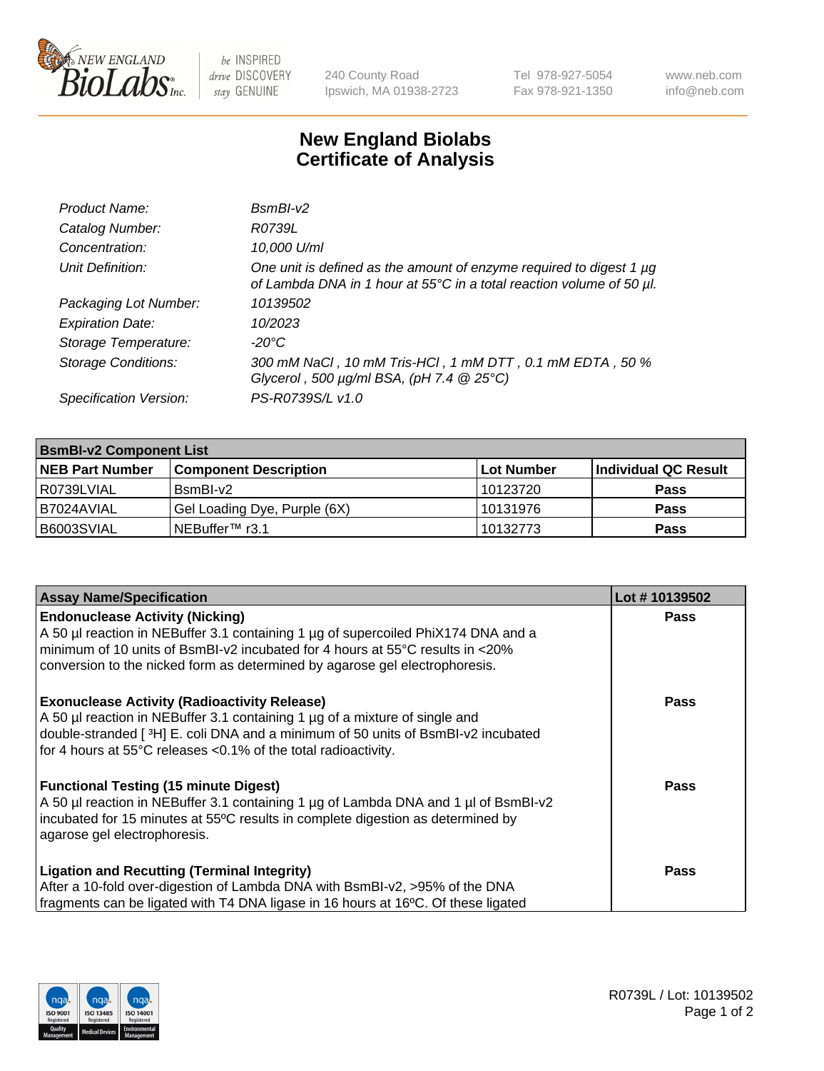# New England Biolabs
# Certificate of Analysis

| | |
|---|---|
| *Product Name:* | *BsmBI-v2* |
| *Catalog Number:* | *R0739L* |
| *Concentration:* | *10,000 U/ml* |
| *Unit Definition:* | *One unit is defined as the amount of enzyme required to digest 1 µg of Lambda DNA in 1 hour at 55°C in a total reaction volume of 50 µl.* |
| *Packaging Lot Number:* | *10139502* |
| *Expiration Date:* | *10/2023* |
| *Storage Temperature:* | *-20°C* |
| *Storage Conditions:* | *300 mM NaCl , 10 mM Tris-HCl , 1 mM DTT , 0.1 mM EDTA , 50 % Glycerol , 500 µg/ml BSA, (pH 7.4 @ 25°C)* |
| *Specification Version:* | *PS-R0739S/L v1.0* |

| **BsmBI-v2 Component List** | | | |
|---|---|---|---|
| **NEB Part Number** | **Component Description** | **Lot Number** | **Individual QC Result** |
| R0739LVIAL | BsmBI-v2 | 10123720 | **Pass** |
| B7024AVIAL | Gel Loading Dye, Purple (6X) | 10131976 | **Pass** |
| B6003SVIAL | NEBuffer™ r3.1 | 10132773 | **Pass** |

| **Assay Name/Specification** | **Lot # 10139502** |
|---|---|
| **Endonuclease Activity (Nicking)** A 50 µl reaction in NEBuffer 3.1 containing 1 µg of supercoiled PhiX174 DNA and a minimum of 10 units of BsmBI-v2 incubated for 4 hours at 55°C results in <20% conversion to the nicked form as determined by agarose gel electrophoresis. | **Pass** |
| **Exonuclease Activity (Radioactivity Release)** A 50 µl reaction in NEBuffer 3.1 containing 1 µg of a mixture of single and double-stranded [ $^3$H] E. coli DNA and a minimum of 50 units of BsmBI-v2 incubated for 4 hours at 55°C releases <0.1% of the total radioactivity. | **Pass** |
| **Functional Testing (15 minute Digest)** A 50 µl reaction in NEBuffer 3.1 containing 1 µg of Lambda DNA and 1 µl of BsmBI-v2 incubated for 15 minutes at 55ºC results in complete digestion as determined by agarose gel electrophoresis. | **Pass** |
| **Ligation and Recutting (Terminal Integrity)** After a 10-fold over-digestion of Lambda DNA with BsmBI-v2, >95% of the DNA fragments can be ligated with T4 DNA ligase in 16 hours at 16ºC. Of these ligated | **Pass** |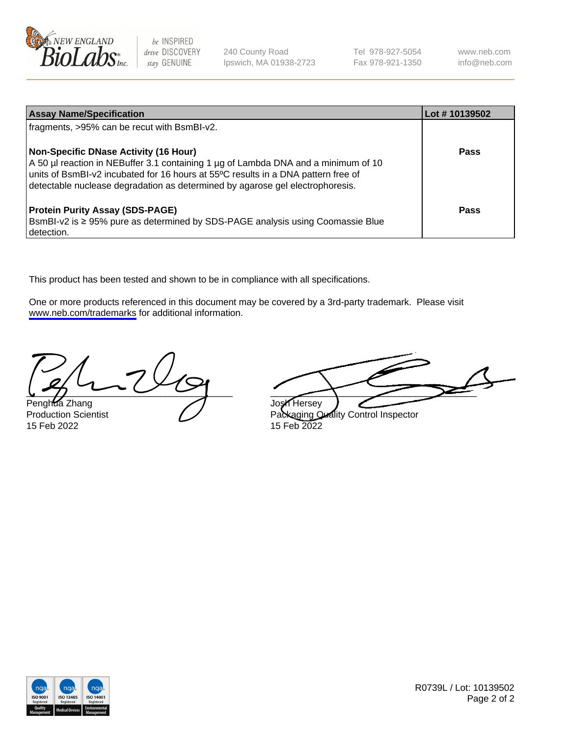| Assay Name/Specification | Lot # 10139502 |
|---|---|
| fragments, >95% can be recut with BsmBI-v2. | |
| **Non-Specific DNase Activity (16 Hour)**<br>A 50 µl reaction in NEBuffer 3.1 containing 1 µg of Lambda DNA and a minimum of 10 units of BsmBI-v2 incubated for 16 hours at 55ºC results in a DNA pattern free of detectable nuclease degradation as determined by agarose gel electrophoresis. | Pass |
| **Protein Purity Assay (SDS-PAGE)**<br>BsmBI-v2 is ≥ 95% pure as determined by SDS-PAGE analysis using Coomassie Blue detection. | Pass |

This product has been tested and shown to be in compliance with all specifications.

One or more products referenced in this document may be covered by a 3rd-party trademark. Please visit www.neb.com/trademarks for additional information.

Penghua Zhang
Production Scientist
15 Feb 2022

Josh Hersey
Packaging Quality Control Inspector
15 Feb 2022

R0739L / Lot: 10139502